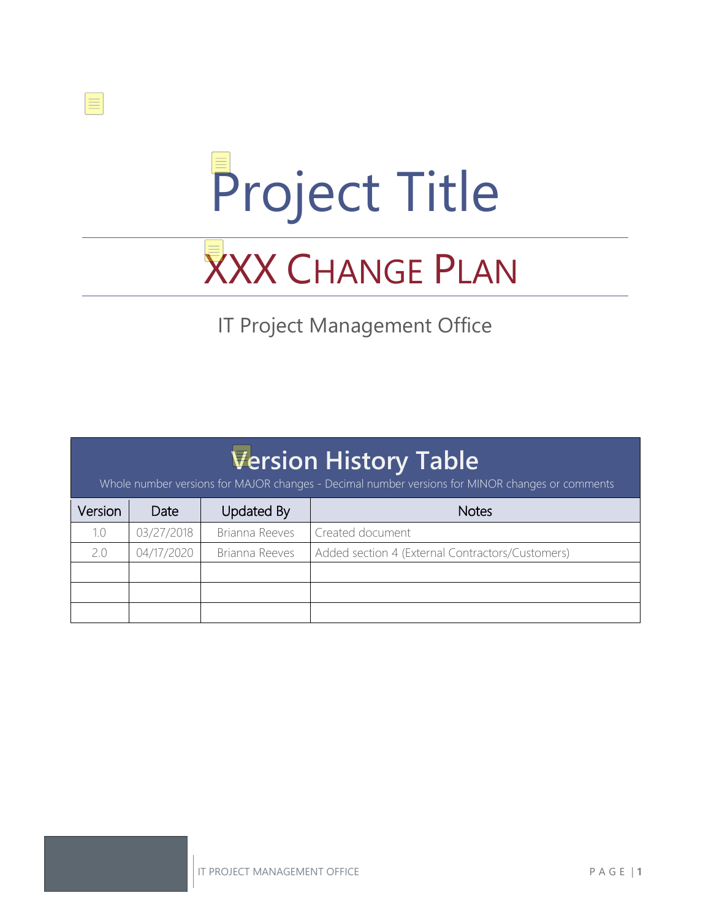# Project Title

## XXX Change Plan

IT Project Management Office

| Version History Table | | | |
|---|---|---|---|
| Whole number versions for MAJOR changes - Decimal number versions for MINOR changes or comments | | | |
| Version | Date | Updated By | Notes |
| 1.0 | 03/27/2018 | Brianna Reeves | Created document |
| 2.0 | 04/17/2020 | Brianna Reeves | Added section 4 (External Contractors/Customers) |
| | | | |
| | | | |
| | | | |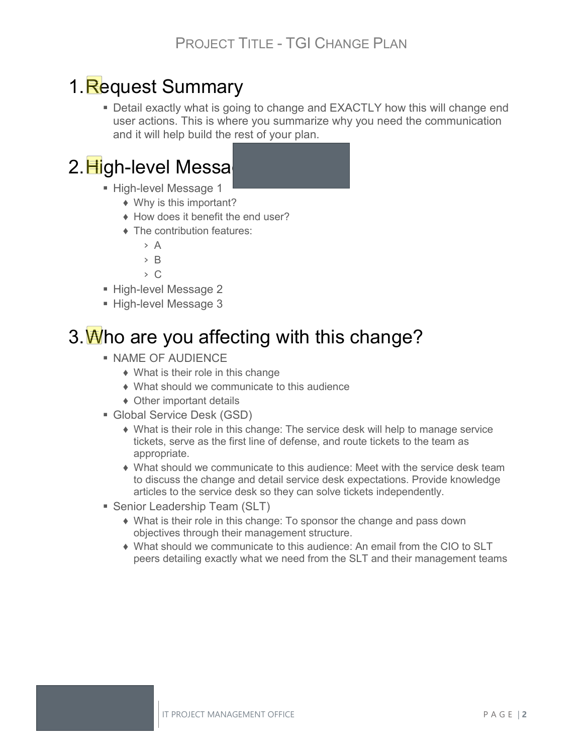# 1. Request Summary

- Detail exactly what is going to change and EXACTLY how this will change end user actions. This is where you summarize why you need the communication and it will help build the rest of your plan.

# 2. High-level Messa

- High-level Message 1
  - Why is this important?
  - How does it benefit the end user?
  - The contribution features:
    - A
    - B
    - C
- High-level Message 2
- High-level Message 3

# 3. Who are you affecting with this change?

- NAME OF AUDIENCE
  - What is their role in this change
  - What should we communicate to this audience
  - Other important details
- Global Service Desk (GSD)
  - What is their role in this change: The service desk will help to manage service tickets, serve as the first line of defense, and route tickets to the team as appropriate.
  - What should we communicate to this audience: Meet with the service desk team to discuss the change and detail service desk expectations. Provide knowledge articles to the service desk so they can solve tickets independently.
- Senior Leadership Team (SLT)
  - What is their role in this change: To sponsor the change and pass down objectives through their management structure.
  - What should we communicate to this audience: An email from the CIO to SLT peers detailing exactly what we need from the SLT and their management teams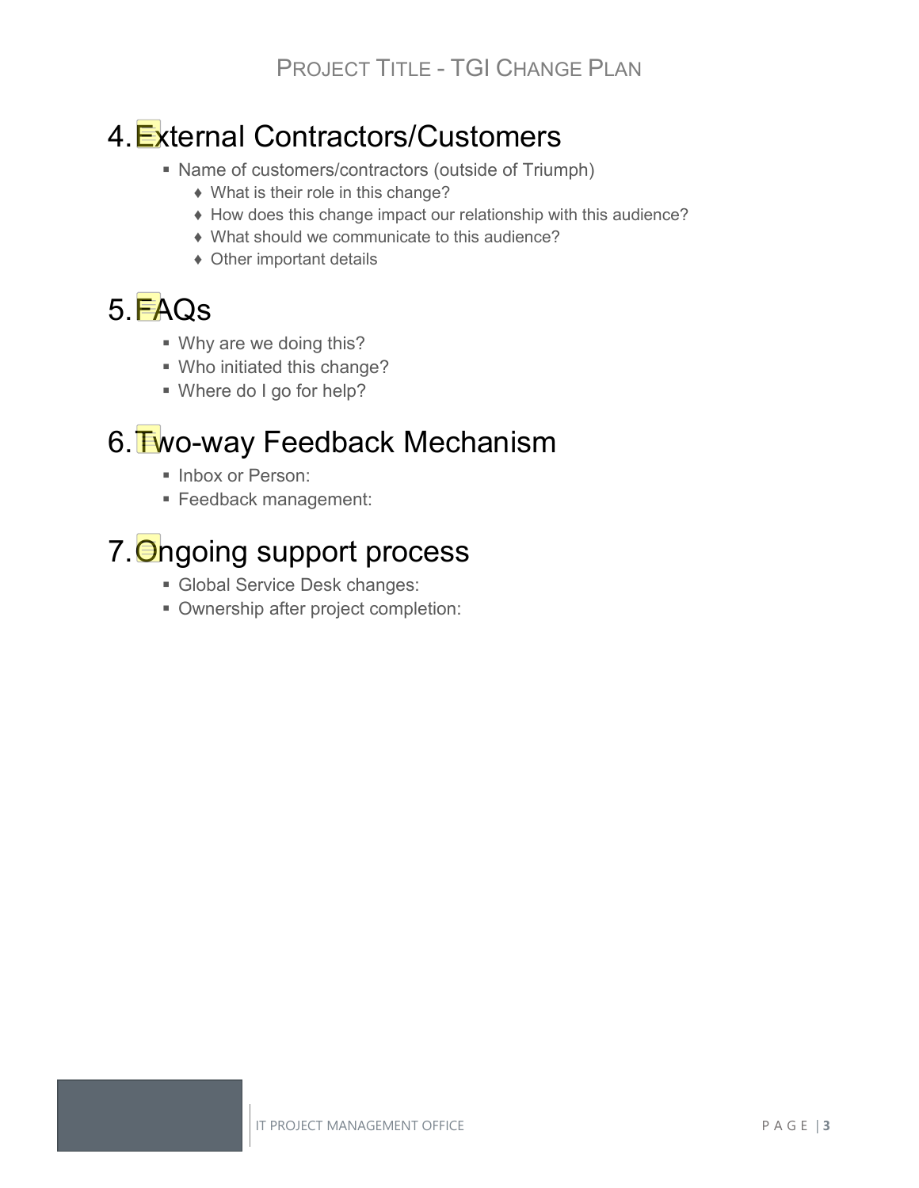# 4. External Contractors/Customers

- Name of customers/contractors (outside of Triumph)
  - What is their role in this change?
  - How does this change impact our relationship with this audience?
  - What should we communicate to this audience?
  - Other important details

# 5. FAQs

- Why are we doing this?
- Who initiated this change?
- Where do I go for help?

# 6. Two-way Feedback Mechanism

- Inbox or Person:
- Feedback management:

# 7. Ongoing support process

- Global Service Desk changes:
- Ownership after project completion: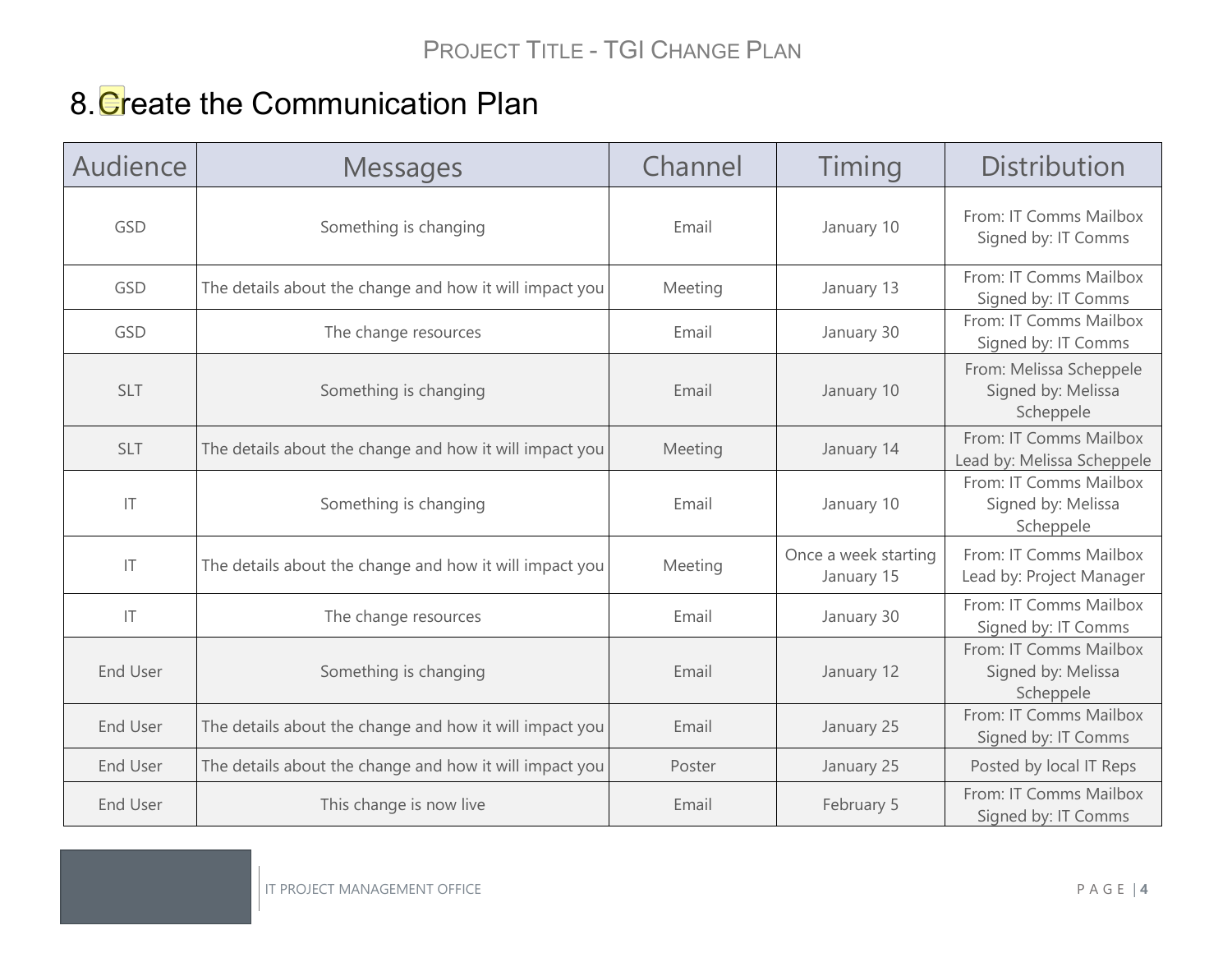# 8. Create the Communication Plan

| Audience | Messages | Channel | Timing | Distribution |
|---|---|---|---|---|
| GSD | Something is changing | Email | January 10 | From: IT Comms Mailbox<br>Signed by: IT Comms |
| GSD | The details about the change and how it will impact you | Meeting | January 13 | From: IT Comms Mailbox<br>Signed by: IT Comms |
| GSD | The change resources | Email | January 30 | From: IT Comms Mailbox<br>Signed by: IT Comms |
| SLT | Something is changing | Email | January 10 | From: Melissa Scheppele<br>Signed by: Melissa Scheppele |
| SLT | The details about the change and how it will impact you | Meeting | January 14 | From: IT Comms Mailbox<br>Lead by: Melissa Scheppele |
| IT | Something is changing | Email | January 10 | From: IT Comms Mailbox<br>Signed by: Melissa Scheppele |
| IT | The details about the change and how it will impact you | Meeting | Once a week starting January 15 | From: IT Comms Mailbox<br>Lead by: Project Manager |
| IT | The change resources | Email | January 30 | From: IT Comms Mailbox<br>Signed by: IT Comms |
| End User | Something is changing | Email | January 12 | From: IT Comms Mailbox<br>Signed by: Melissa Scheppele |
| End User | The details about the change and how it will impact you | Email | January 25 | From: IT Comms Mailbox<br>Signed by: IT Comms |
| End User | The details about the change and how it will impact you | Poster | January 25 | Posted by local IT Reps |
| End User | This change is now live | Email | February 5 | From: IT Comms Mailbox<br>Signed by: IT Comms |